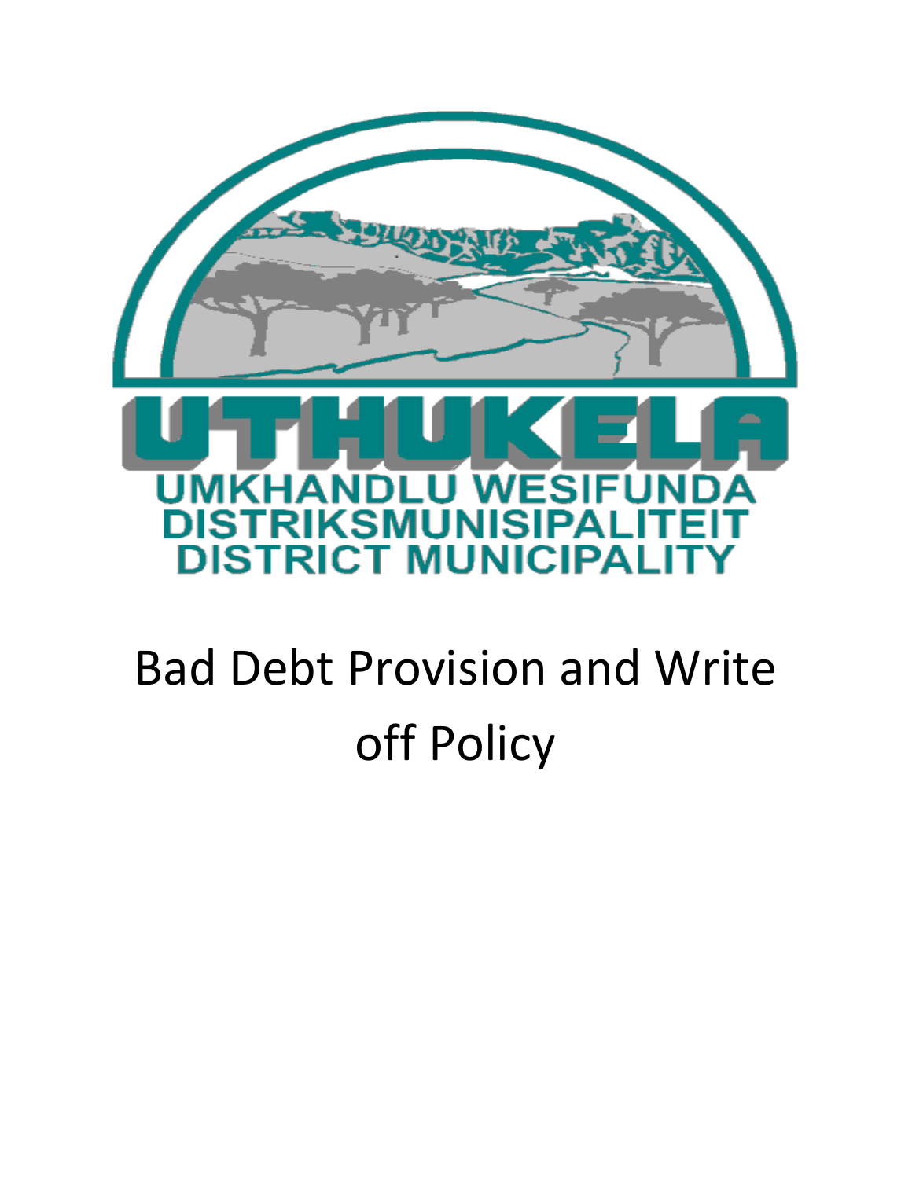UTHUKELA

UMKHANDLU WESIFUNDA
DISTRIKSMUNISIPALITEIT
DISTRICT MUNICIPALITY

# Bad Debt Provision and Write off Policy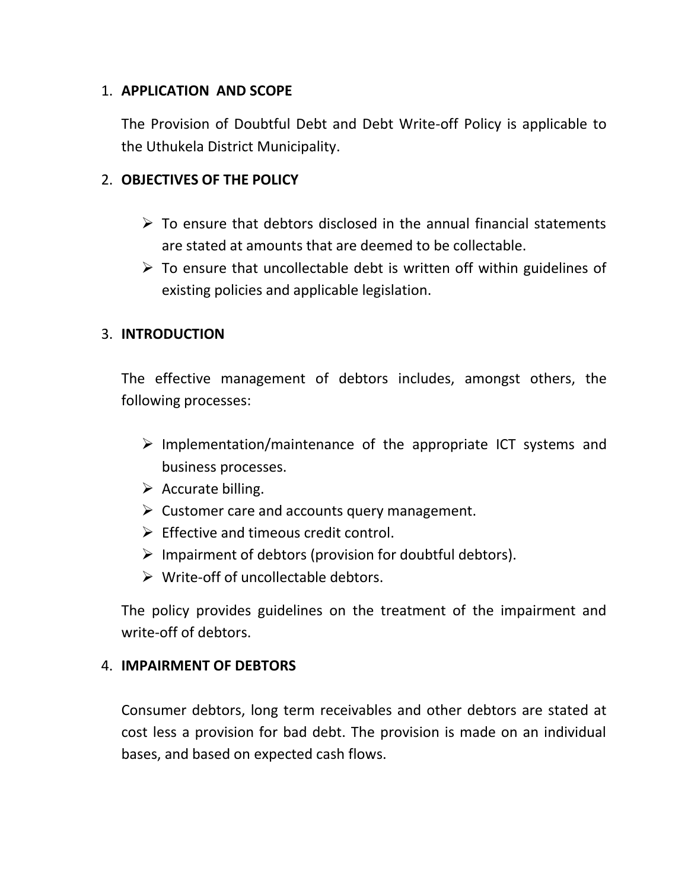## 1. **APPLICATION AND SCOPE**

The Provision of Doubtful Debt and Debt Write-off Policy is applicable to the Uthukela District Municipality.

## 2. **OBJECTIVES OF THE POLICY**

- To ensure that debtors disclosed in the annual financial statements are stated at amounts that are deemed to be collectable.
- To ensure that uncollectable debt is written off within guidelines of existing policies and applicable legislation.

## 3. **INTRODUCTION**

The effective management of debtors includes, amongst others, the following processes:

- Implementation/maintenance of the appropriate ICT systems and business processes.
- Accurate billing.
- Customer care and accounts query management.
- Effective and timeous credit control.
- Impairment of debtors (provision for doubtful debtors).
- Write-off of uncollectable debtors.

The policy provides guidelines on the treatment of the impairment and write-off of debtors.

## 4. **IMPAIRMENT OF DEBTORS**

Consumer debtors, long term receivables and other debtors are stated at cost less a provision for bad debt. The provision is made on an individual bases, and based on expected cash flows.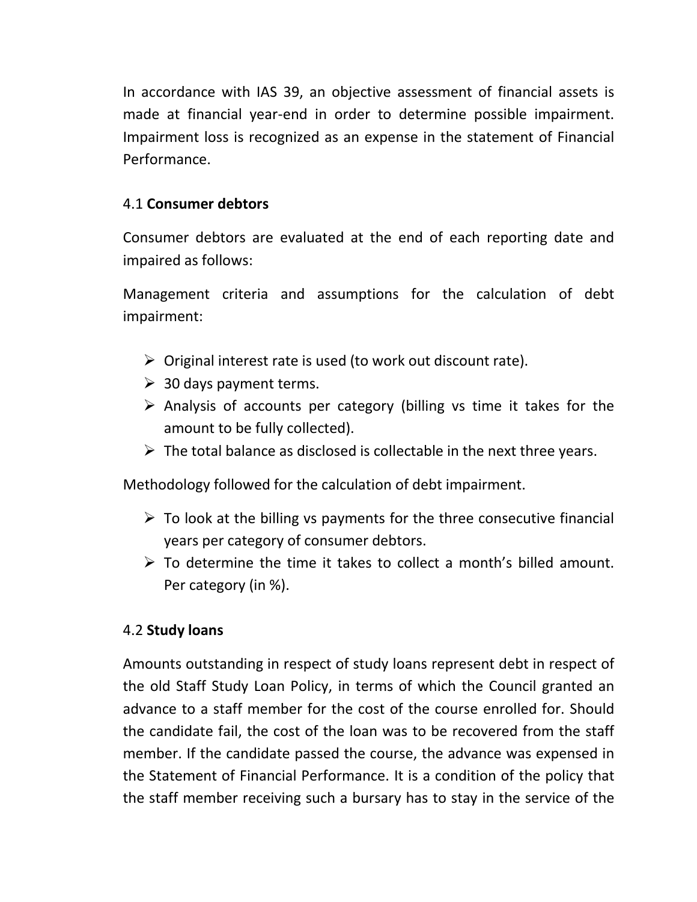In accordance with IAS 39, an objective assessment of financial assets is made at financial year-end in order to determine possible impairment. Impairment loss is recognized as an expense in the statement of Financial Performance.

### 4.1 **Consumer debtors**

Consumer debtors are evaluated at the end of each reporting date and impaired as follows:

Management criteria and assumptions for the calculation of debt impairment:

- Original interest rate is used (to work out discount rate).
- 30 days payment terms.
- Analysis of accounts per category (billing vs time it takes for the amount to be fully collected).
- The total balance as disclosed is collectable in the next three years.

Methodology followed for the calculation of debt impairment.

- To look at the billing vs payments for the three consecutive financial years per category of consumer debtors.
- To determine the time it takes to collect a month's billed amount. Per category (in %).

### 4.2 **Study loans**

Amounts outstanding in respect of study loans represent debt in respect of the old Staff Study Loan Policy, in terms of which the Council granted an advance to a staff member for the cost of the course enrolled for. Should the candidate fail, the cost of the loan was to be recovered from the staff member. If the candidate passed the course, the advance was expensed in the Statement of Financial Performance. It is a condition of the policy that the staff member receiving such a bursary has to stay in the service of the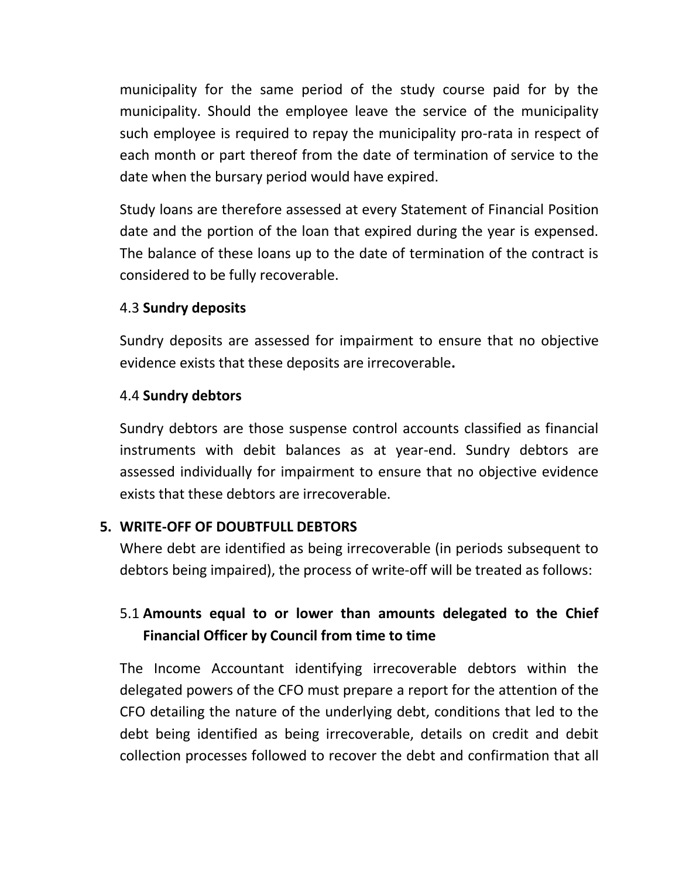municipality for the same period of the study course paid for by the municipality. Should the employee leave the service of the municipality such employee is required to repay the municipality pro-rata in respect of each month or part thereof from the date of termination of service to the date when the bursary period would have expired.

Study loans are therefore assessed at every Statement of Financial Position date and the portion of the loan that expired during the year is expensed. The balance of these loans up to the date of termination of the contract is considered to be fully recoverable.

4.3 **Sundry deposits**

Sundry deposits are assessed for impairment to ensure that no objective evidence exists that these deposits are irrecoverable**.**

4.4 **Sundry debtors**

Sundry debtors are those suspense control accounts classified as financial instruments with debit balances as at year-end. Sundry debtors are assessed individually for impairment to ensure that no objective evidence exists that these debtors are irrecoverable.

## 5. WRITE-OFF OF DOUBTFULL DEBTORS

Where debt are identified as being irrecoverable (in periods subsequent to debtors being impaired), the process of write-off will be treated as follows:

### 5.1 Amounts equal to or lower than amounts delegated to the Chief Financial Officer by Council from time to time

The Income Accountant identifying irrecoverable debtors within the delegated powers of the CFO must prepare a report for the attention of the CFO detailing the nature of the underlying debt, conditions that led to the debt being identified as being irrecoverable, details on credit and debit collection processes followed to recover the debt and confirmation that all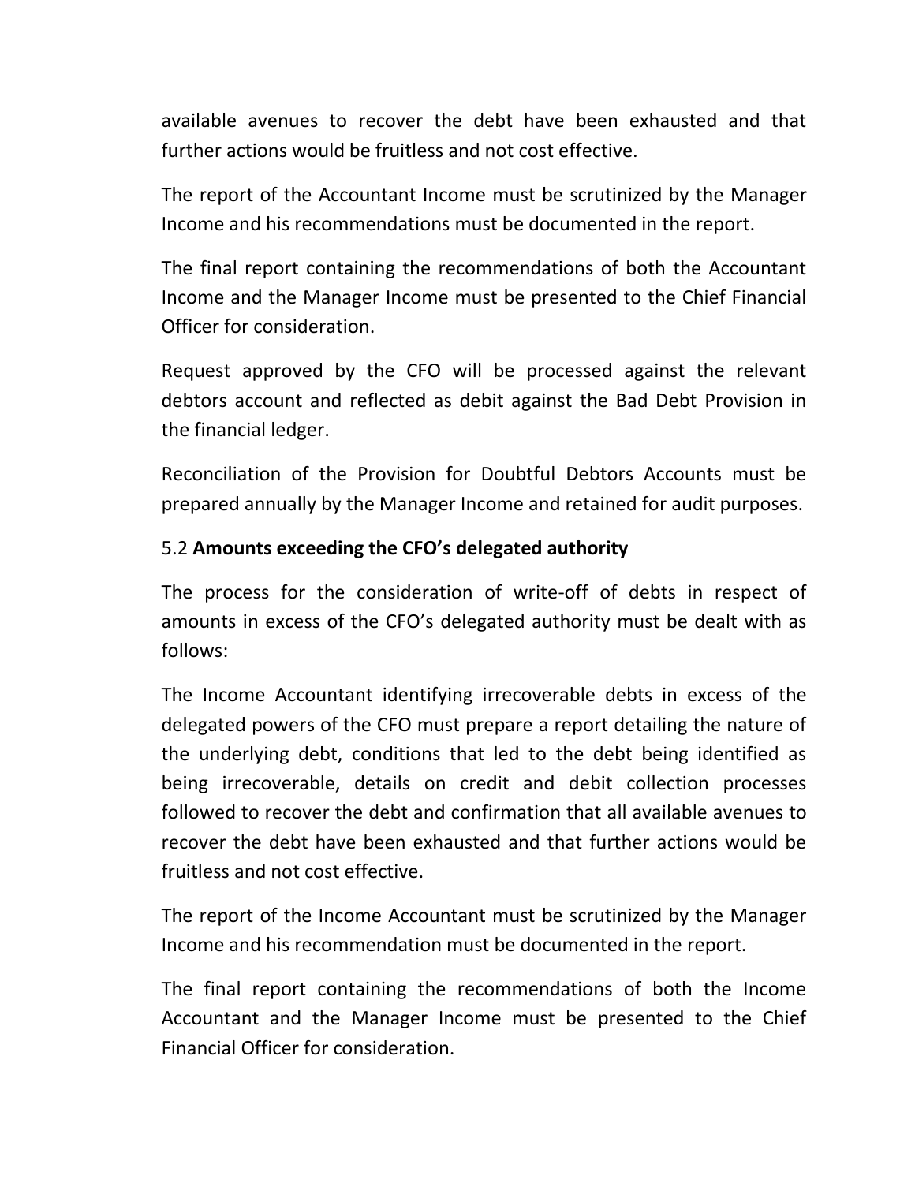available avenues to recover the debt have been exhausted and that further actions would be fruitless and not cost effective.

The report of the Accountant Income must be scrutinized by the Manager Income and his recommendations must be documented in the report.

The final report containing the recommendations of both the Accountant Income and the Manager Income must be presented to the Chief Financial Officer for consideration.

Request approved by the CFO will be processed against the relevant debtors account and reflected as debit against the Bad Debt Provision in the financial ledger.

Reconciliation of the Provision for Doubtful Debtors Accounts must be prepared annually by the Manager Income and retained for audit purposes.

5.2 **Amounts exceeding the CFO's delegated authority**

The process for the consideration of write-off of debts in respect of amounts in excess of the CFO's delegated authority must be dealt with as follows:

The Income Accountant identifying irrecoverable debts in excess of the delegated powers of the CFO must prepare a report detailing the nature of the underlying debt, conditions that led to the debt being identified as being irrecoverable, details on credit and debit collection processes followed to recover the debt and confirmation that all available avenues to recover the debt have been exhausted and that further actions would be fruitless and not cost effective.

The report of the Income Accountant must be scrutinized by the Manager Income and his recommendation must be documented in the report.

The final report containing the recommendations of both the Income Accountant and the Manager Income must be presented to the Chief Financial Officer for consideration.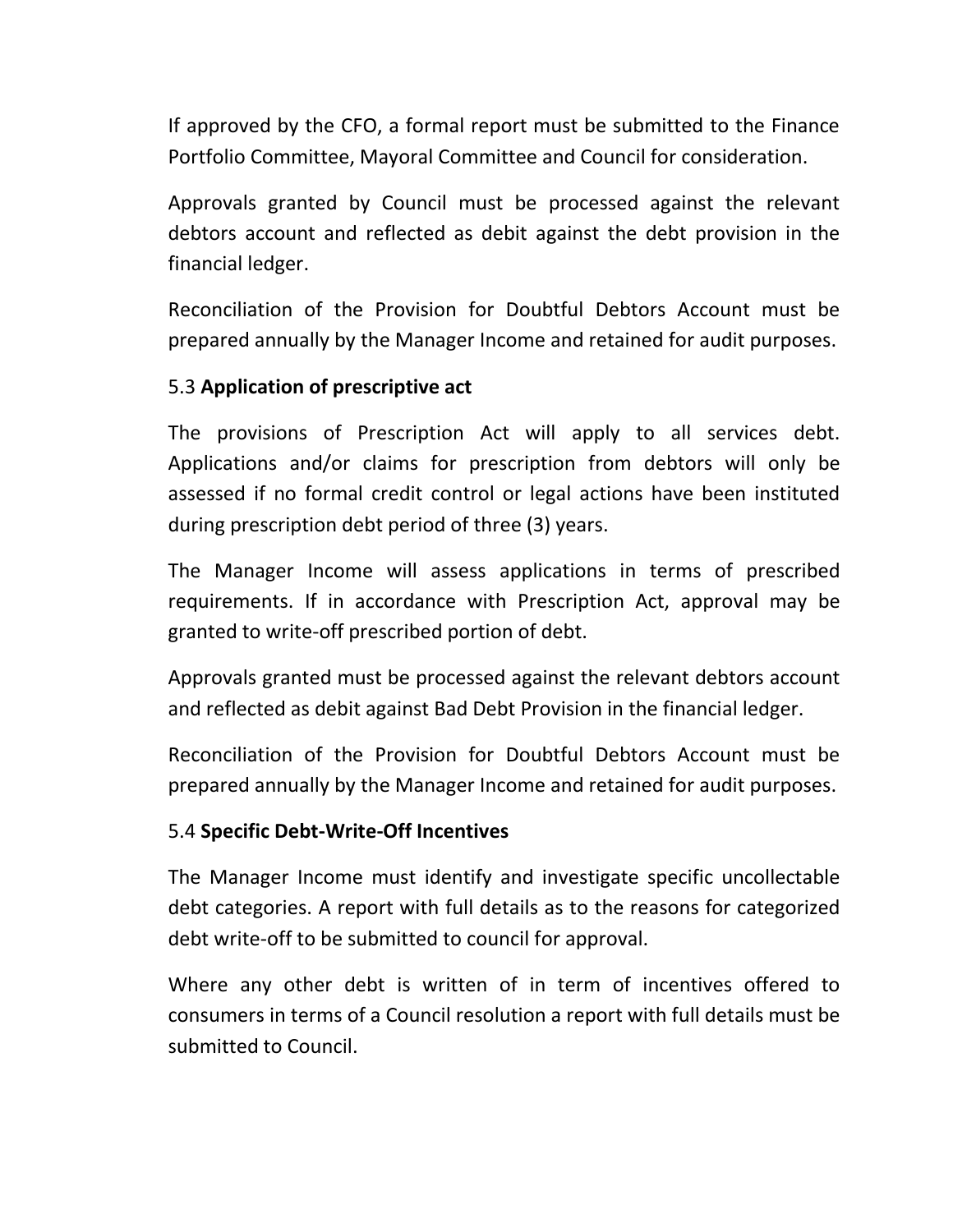If approved by the CFO, a formal report must be submitted to the Finance Portfolio Committee, Mayoral Committee and Council for consideration.

Approvals granted by Council must be processed against the relevant debtors account and reflected as debit against the debt provision in the financial ledger.

Reconciliation of the Provision for Doubtful Debtors Account must be prepared annually by the Manager Income and retained for audit purposes.

### 5.3 **Application of prescriptive act**

The provisions of Prescription Act will apply to all services debt. Applications and/or claims for prescription from debtors will only be assessed if no formal credit control or legal actions have been instituted during prescription debt period of three (3) years.

The Manager Income will assess applications in terms of prescribed requirements. If in accordance with Prescription Act, approval may be granted to write-off prescribed portion of debt.

Approvals granted must be processed against the relevant debtors account and reflected as debit against Bad Debt Provision in the financial ledger.

Reconciliation of the Provision for Doubtful Debtors Account must be prepared annually by the Manager Income and retained for audit purposes.

### 5.4 **Specific Debt-Write-Off Incentives**

The Manager Income must identify and investigate specific uncollectable debt categories. A report with full details as to the reasons for categorized debt write-off to be submitted to council for approval.

Where any other debt is written of in term of incentives offered to consumers in terms of a Council resolution a report with full details must be submitted to Council.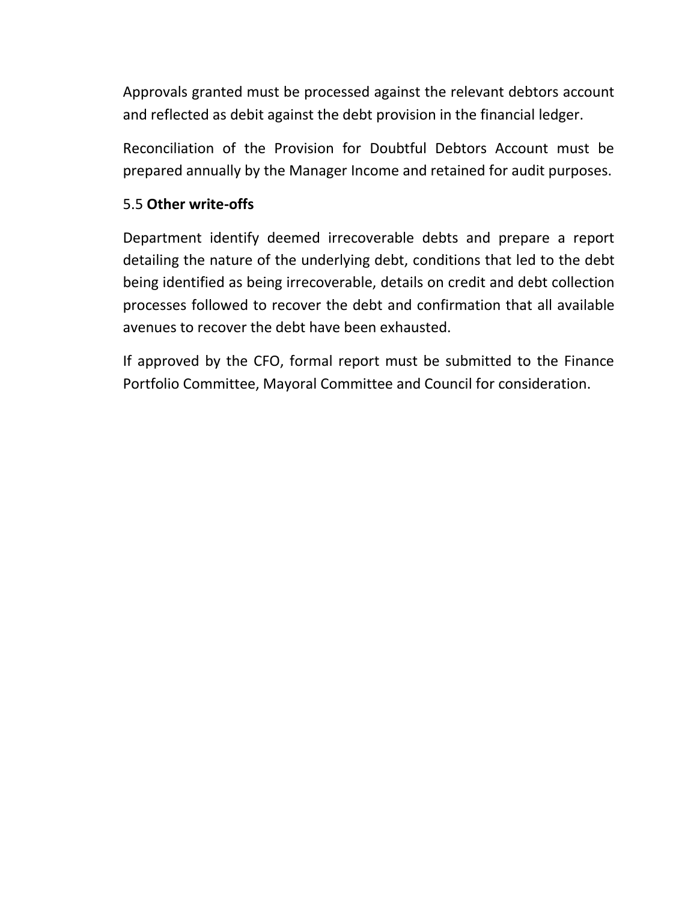Approvals granted must be processed against the relevant debtors account and reflected as debit against the debt provision in the financial ledger.

Reconciliation of the Provision for Doubtful Debtors Account must be prepared annually by the Manager Income and retained for audit purposes.

5.5 **Other write-offs**

Department identify deemed irrecoverable debts and prepare a report detailing the nature of the underlying debt, conditions that led to the debt being identified as being irrecoverable, details on credit and debt collection processes followed to recover the debt and confirmation that all available avenues to recover the debt have been exhausted.

If approved by the CFO, formal report must be submitted to the Finance Portfolio Committee, Mayoral Committee and Council for consideration.